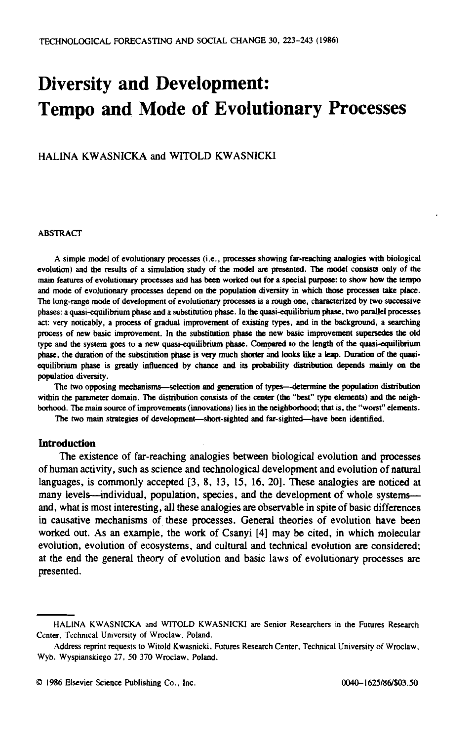# Diversity and Development: Tempo and Mode of Evolutionary Processes

HALINA KWASNICKA and WITOLD KWASNICKI

## ABSTRACT

A simple model of evolutionary processes (i.e., processes showing far-reaching analogies with biological evolution) and the results of a simulation study of the model are presented. The model consists only of the main features of evolutionary processes and has been worked out for a special purpose: to show how the tempo and mode of evolutionary processes depend on the population diversity in which those processes take place. The long-range mode of development of evolutionary processes is a rough one, characterized by two successive phases: a quasi-equilibrium phase and a substitution phase. In the quasi-equilibrium phase, two parallel processes act: very noticably, a process of gradual improvement of existing types, and in the background, a searching process of new basic improvement. In the substitution phase the new basic improvement supersedes the old type and the system goes to a new quasi-equilibrium phase. Compared to the length of the quasi-equilibrium phase, the duration of the substitution phase is very much shorter and looks like a leap. Duration of the quasi-equilibrium phase is greatly influenced by chance and its probability distribution depends mainly on the population diversity.

The two opposing mechanisms—selection and generation of types—determine the population distribution within the parameter domain. The distribution consists of the center (the "best" type elements) and the neighborhood. The main source of improvements (innovations) lies in the neighborhood; that is, the "worst" elements.

The two main strategies of development—short-sighted and far-sighted—have been identified.

## Introduction

The existence of far-reaching analogies between biological evolution and processes of human activity, such as science and technological development and evolution of natural languages, is commonly accepted [3, 8, 13, 15, 16, 20]. These analogies are noticed at many levels—individual, population, species, and the development of whole systems—and, what is most interesting, all these analogies are observable in spite of basic differences in causative mechanisms of these processes. General theories of evolution have been worked out. As an example, the work of Csanyi [4] may be cited, in which molecular evolution, evolution of ecosystems, and cultural and technical evolution are considered; at the end the general theory of evolution and basic laws of evolutionary processes are presented.

---

HALINA KWASNICKA and WITOLD KWASNICKI are Senior Researchers in the Futures Research Center, Technical University of Wroclaw, Poland.

Address reprint requests to Witold Kwasnicki, Futures Research Center, Technical University of Wroclaw, Wyb. Wyspianskiego 27, 50 370 Wroclaw, Poland.

© 1986 Elsevier Science Publishing Co., Inc. 0040-1625/86/$03.50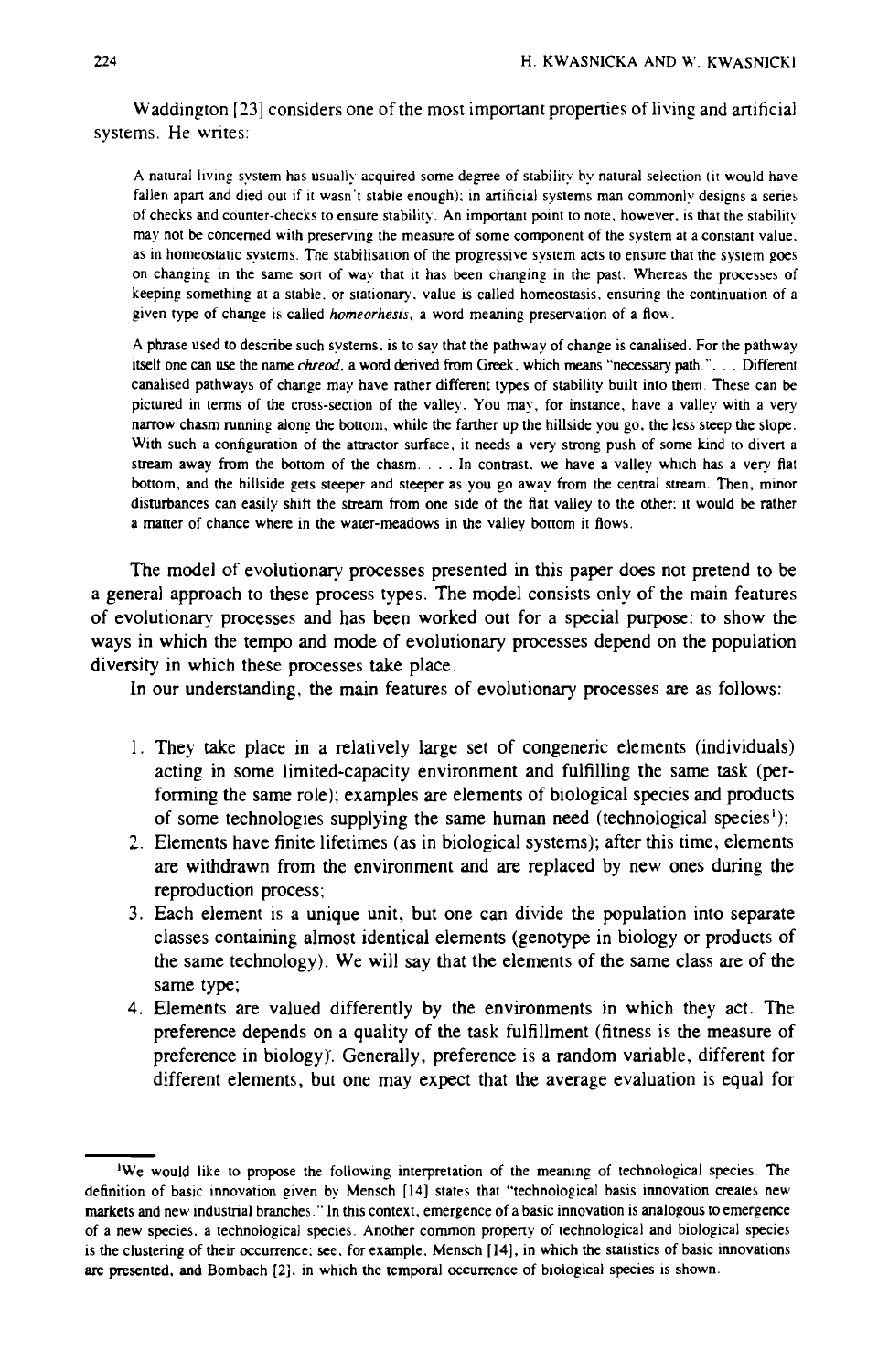Waddington [23] considers one of the most important properties of living and artificial systems. He writes:

> A natural living system has usually acquired some degree of stability by natural selection (it would have fallen apart and died out if it wasn't stable enough); in artificial systems man commonly designs a series of checks and counter-checks to ensure stability. An important point to note, however, is that the stability may not be concerned with preserving the measure of some component of the system at a constant value, as in homeostatic systems. The stabilisation of the progressive system acts to ensure that the system goes on changing in the same sort of way that it has been changing in the past. Whereas the processes of keeping something at a stable, or stationary, value is called homeostasis, ensuring the continuation of a given type of change is called *homeorhesis*, a word meaning preservation of a flow.
>
> A phrase used to describe such systems, is to say that the pathway of change is canalised. For the pathway itself one can use the name *chreod*, a word derived from Greek, which means "necessary path." . . . Different canalised pathways of change may have rather different types of stability built into them. These can be pictured in terms of the cross-section of the valley. You may, for instance, have a valley with a very narrow chasm running along the bottom, while the farther up the hillside you go, the less steep the slope. With such a configuration of the attractor surface, it needs a very strong push of some kind to divert a stream away from the bottom of the chasm. . . . In contrast, we have a valley which has a very flat bottom, and the hillside gets steeper and steeper as you go away from the central stream. Then, minor disturbances can easily shift the stream from one side of the flat valley to the other; it would be rather a matter of chance where in the water-meadows in the valley bottom it flows.

The model of evolutionary processes presented in this paper does not pretend to be a general approach to these process types. The model consists only of the main features of evolutionary processes and has been worked out for a special purpose: to show the ways in which the tempo and mode of evolutionary processes depend on the population diversity in which these processes take place.

In our understanding, the main features of evolutionary processes are as follows:

1. They take place in a relatively large set of congeneric elements (individuals) acting in some limited-capacity environment and fulfilling the same task (performing the same role); examples are elements of biological species and products of some technologies supplying the same human need (technological species[1]);
2. Elements have finite lifetimes (as in biological systems); after this time, elements are withdrawn from the environment and are replaced by new ones during the reproduction process;
3. Each element is a unique unit, but one can divide the population into separate classes containing almost identical elements (genotype in biology or products of the same technology). We will say that the elements of the same class are of the same type;
4. Elements are valued differently by the environments in which they act. The preference depends on a quality of the task fulfillment (fitness is the measure of preference in biology). Generally, preference is a random variable, different for different elements, but one may expect that the average evaluation is equal for

[1]We would like to propose the following interpretation of the meaning of technological species. The definition of basic innovation given by Mensch [14] states that "technological basis innovation creates new markets and new industrial branches." In this context, emergence of a basic innovation is analogous to emergence of a new species, a technological species. Another common property of technological and biological species is the clustering of their occurrence; see, for example, Mensch [14], in which the statistics of basic innovations are presented, and Bombach [2], in which the temporal occurrence of biological species is shown.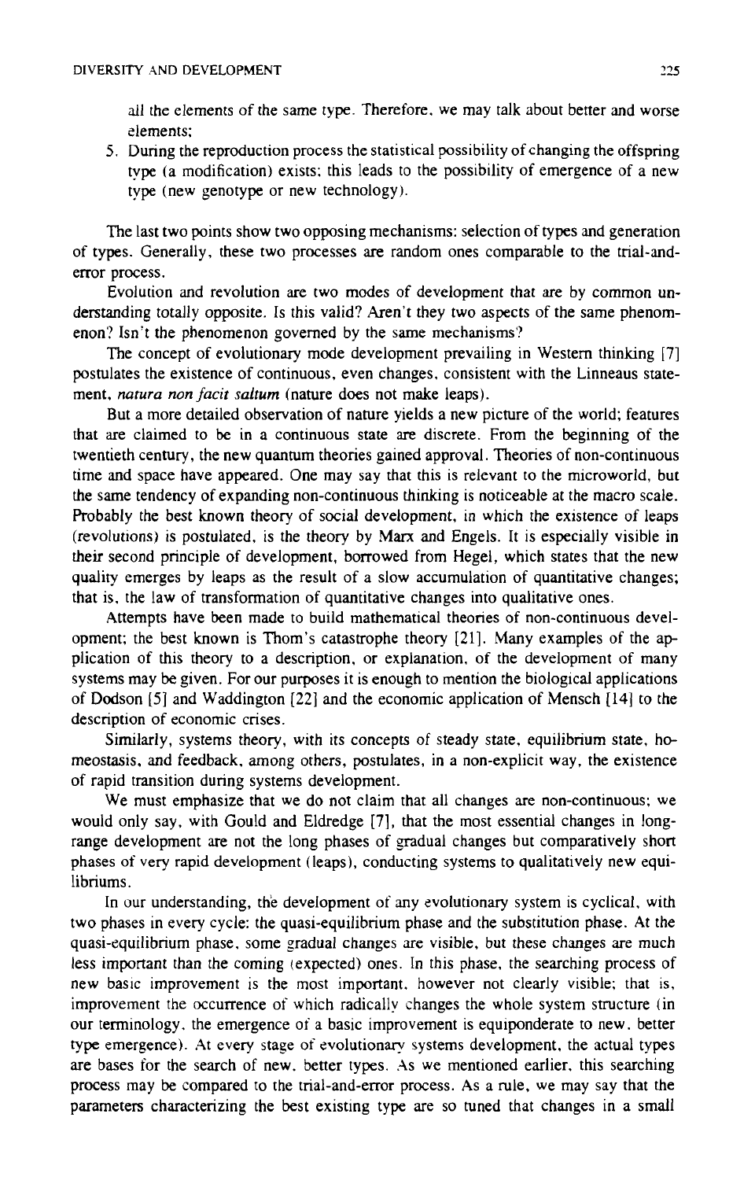all the elements of the same type. Therefore, we may talk about better and worse elements;

5. During the reproduction process the statistical possibility of changing the offspring type (a modification) exists; this leads to the possibility of emergence of a new type (new genotype or new technology).

The last two points show two opposing mechanisms: selection of types and generation of types. Generally, these two processes are random ones comparable to the trial-and-error process.

Evolution and revolution are two modes of development that are by common understanding totally opposite. Is this valid? Aren't they two aspects of the same phenomenon? Isn't the phenomenon governed by the same mechanisms?

The concept of evolutionary mode development prevailing in Western thinking [7] postulates the existence of continuous, even changes, consistent with the Linneaus statement, *natura non facit saltum* (nature does not make leaps).

But a more detailed observation of nature yields a new picture of the world; features that are claimed to be in a continuous state are discrete. From the beginning of the twentieth century, the new quantum theories gained approval. Theories of non-continuous time and space have appeared. One may say that this is relevant to the microworld, but the same tendency of expanding non-continuous thinking is noticeable at the macro scale. Probably the best known theory of social development, in which the existence of leaps (revolutions) is postulated, is the theory by Marx and Engels. It is especially visible in their second principle of development, borrowed from Hegel, which states that the new quality emerges by leaps as the result of a slow accumulation of quantitative changes; that is, the law of transformation of quantitative changes into qualitative ones.

Attempts have been made to build mathematical theories of non-continuous development; the best known is Thom's catastrophe theory [21]. Many examples of the application of this theory to a description, or explanation, of the development of many systems may be given. For our purposes it is enough to mention the biological applications of Dodson [5] and Waddington [22] and the economic application of Mensch [14] to the description of economic crises.

Similarly, systems theory, with its concepts of steady state, equilibrium state, homeostasis, and feedback, among others, postulates, in a non-explicit way, the existence of rapid transition during systems development.

We must emphasize that we do not claim that all changes are non-continuous; we would only say, with Gould and Eldredge [7], that the most essential changes in long-range development are not the long phases of gradual changes but comparatively short phases of very rapid development (leaps), conducting systems to qualitatively new equilibriums.

In our understanding, the development of any evolutionary system is cyclical, with two phases in every cycle: the quasi-equilibrium phase and the substitution phase. At the quasi-equilibrium phase, some gradual changes are visible, but these changes are much less important than the coming (expected) ones. In this phase, the searching process of new basic improvement is the most important, however not clearly visible; that is, improvement the occurrence of which radically changes the whole system structure (in our terminology, the emergence of a basic improvement is equiponderate to new, better type emergence). At every stage of evolutionary systems development, the actual types are bases for the search of new, better types. As we mentioned earlier, this searching process may be compared to the trial-and-error process. As a rule, we may say that the parameters characterizing the best existing type are so tuned that changes in a small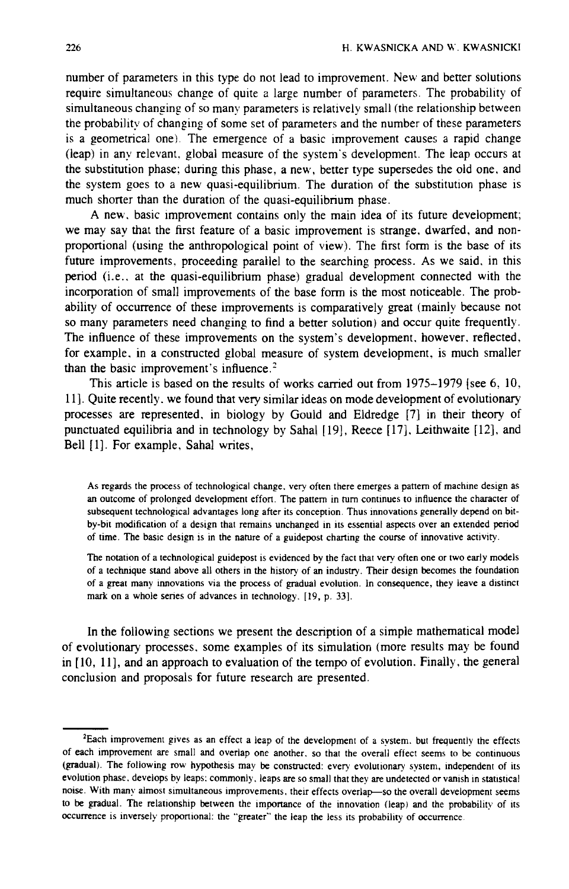number of parameters in this type do not lead to improvement. New and better solutions require simultaneous change of quite a large number of parameters. The probability of simultaneous changing of so many parameters is relatively small (the relationship between the probability of changing of some set of parameters and the number of these parameters is a geometrical one). The emergence of a basic improvement causes a rapid change (leap) in any relevant, global measure of the system's development. The leap occurs at the substitution phase; during this phase, a new, better type supersedes the old one, and the system goes to a new quasi-equilibrium. The duration of the substitution phase is much shorter than the duration of the quasi-equilibrium phase.

A new, basic improvement contains only the main idea of its future development; we may say that the first feature of a basic improvement is strange, dwarfed, and non-proportional (using the anthropological point of view). The first form is the base of its future improvements, proceeding parallel to the searching process. As we said, in this period (i.e., at the quasi-equilibrium phase) gradual development connected with the incorporation of small improvements of the base form is the most noticeable. The probability of occurrence of these improvements is comparatively great (mainly because not so many parameters need changing to find a better solution) and occur quite frequently. The influence of these improvements on the system's development, however, reflected, for example, in a constructed global measure of system development, is much smaller than the basic improvement's influence.[2]

This article is based on the results of works carried out from 1975–1979 [see 6, 10, 11]. Quite recently, we found that very similar ideas on mode development of evolutionary processes are represented, in biology by Gould and Eldredge [7] in their theory of punctuated equilibria and in technology by Sahal [19], Reece [17], Leithwaite [12], and Bell [1]. For example, Sahal writes,

> As regards the process of technological change, very often there emerges a pattern of machine design as an outcome of prolonged development effort. The pattern in turn continues to influence the character of subsequent technological advantages long after its conception. Thus innovations generally depend on bit-by-bit modification of a design that remains unchanged in its essential aspects over an extended period of time. The basic design is in the nature of a guidepost charting the course of innovative activity.
>
> The notation of a technological guidepost is evidenced by the fact that very often one or two early models of a technique stand above all others in the history of an industry. Their design becomes the foundation of a great many innovations via the process of gradual evolution. In consequence, they leave a distinct mark on a whole series of advances in technology. [19, p. 33].

In the following sections we present the description of a simple mathematical model of evolutionary processes, some examples of its simulation (more results may be found in [10, 11], and an approach to evaluation of the tempo of evolution. Finally, the general conclusion and proposals for future research are presented.

---

[2] Each improvement gives as an effect a leap of the development of a system, but frequently the effects of each improvement are small and overlap one another, so that the overall effect seems to be continuous (gradual). The following row hypothesis may be constructed: every evolutionary system, independent of its evolution phase, develops by leaps; commonly, leaps are so small that they are undetected or vanish in statistical noise. With many almost simultaneous improvements, their effects overlap—so the overall development seems to be gradual. The relationship between the importance of the innovation (leap) and the probability of its occurrence is inversely proportional: the "greater" the leap the less its probability of occurrence.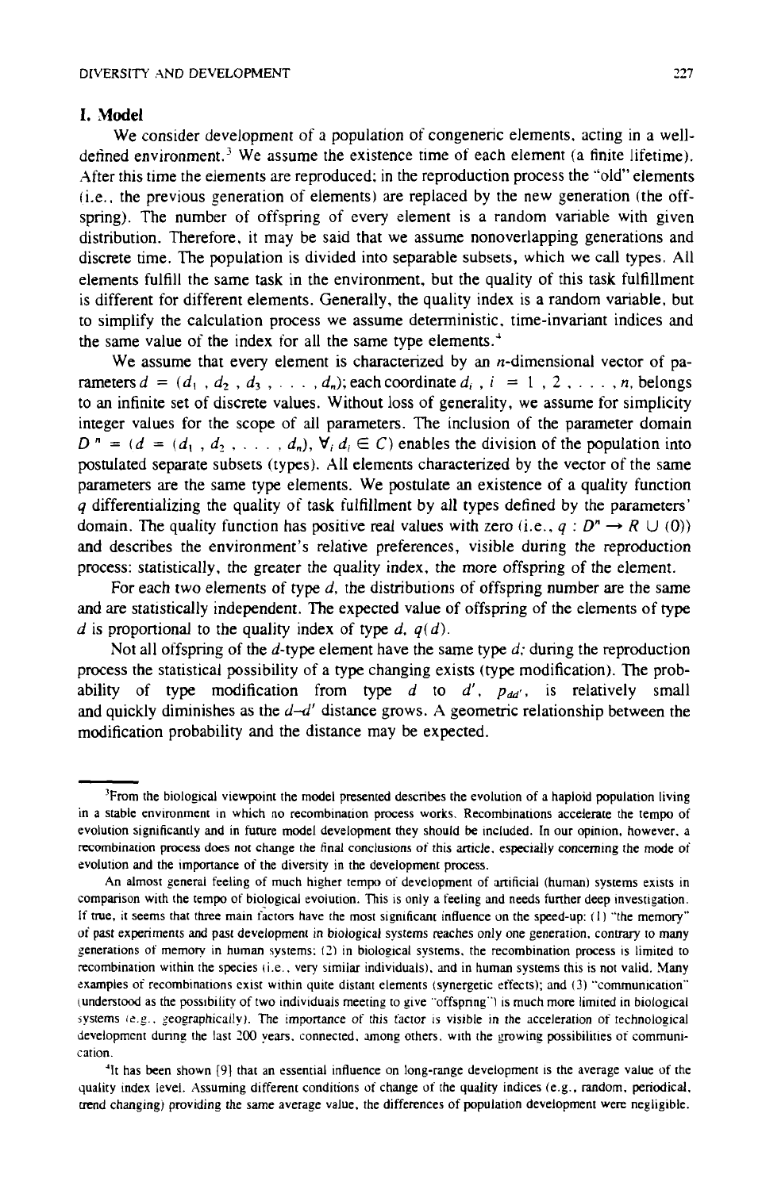## I. Model

We consider development of a population of congeneric elements, acting in a well-defined environment.[3] We assume the existence time of each element (a finite lifetime). After this time the elements are reproduced; in the reproduction process the "old" elements (i.e., the previous generation of elements) are replaced by the new generation (the offspring). The number of offspring of every element is a random variable with given distribution. Therefore, it may be said that we assume nonoverlapping generations and discrete time. The population is divided into separable subsets, which we call types. All elements fulfill the same task in the environment, but the quality of this task fulfillment is different for different elements. Generally, the quality index is a random variable, but to simplify the calculation process we assume deterministic, time-invariant indices and the same value of the index for all the same type elements.[4]

We assume that every element is characterized by an $n$-dimensional vector of parameters $d = (d_1, d_2, d_3, \ldots, d_n)$; each coordinate $d_i$, $i = 1, 2, \ldots, n$, belongs to an infinite set of discrete values. Without loss of generality, we assume for simplicity integer values for the scope of all parameters. The inclusion of the parameter domain $D^n = (d = (d_1, d_2, \ldots, d_n), \forall_i\, d_i \in C)$ enables the division of the population into postulated separate subsets (types). All elements characterized by the vector of the same parameters are the same type elements. We postulate an existence of a quality function $q$ differentializing the quality of task fulfillment by all types defined by the parameters' domain. The quality function has positive real values with zero (i.e., $q : D^n \rightarrow R \cup (0)$) and describes the environment's relative preferences, visible during the reproduction process: statistically, the greater the quality index, the more offspring of the element.

For each two elements of type $d$, the distributions of offspring number are the same and are statistically independent. The expected value of offspring of the elements of type $d$ is proportional to the quality index of type $d$, $q(d)$.

Not all offspring of the $d$-type element have the same type $d$; during the reproduction process the statistical possibility of a type changing exists (type modification). The probability of type modification from type $d$ to $d'$, $p_{dd'}$, is relatively small and quickly diminishes as the $d$–$d'$ distance grows. A geometric relationship between the modification probability and the distance may be expected.

---

[3]From the biological viewpoint the model presented describes the evolution of a haploid population living in a stable environment in which no recombination process works. Recombinations accelerate the tempo of evolution significantly and in future model development they should be included. In our opinion, however, a recombination process does not change the final conclusions of this article, especially concerning the mode of evolution and the importance of the diversity in the development process.

An almost general feeling of much higher tempo of development of artificial (human) systems exists in comparison with the tempo of biological evolution. This is only a feeling and needs further deep investigation. If true, it seems that three main factors have the most significant influence on the speed-up: (1) "the memory" of past experiments and past development in biological systems reaches only one generation, contrary to many generations of memory in human systems; (2) in biological systems, the recombination process is limited to recombination within the species (i.e., very similar individuals), and in human systems this is not valid. Many examples of recombinations exist within quite distant elements (synergetic effects); and (3) "communication" (understood as the possibility of two individuals meeting to give "offspring") is much more limited in biological systems (e.g., geographically). The importance of this factor is visible in the acceleration of technological development during the last 200 years, connected, among others, with the growing possibilities of communication.

[4]It has been shown [9] that an essential influence on long-range development is the average value of the quality index level. Assuming different conditions of change of the quality indices (e.g., random, periodical, trend changing) providing the same average value, the differences of population development were negligible.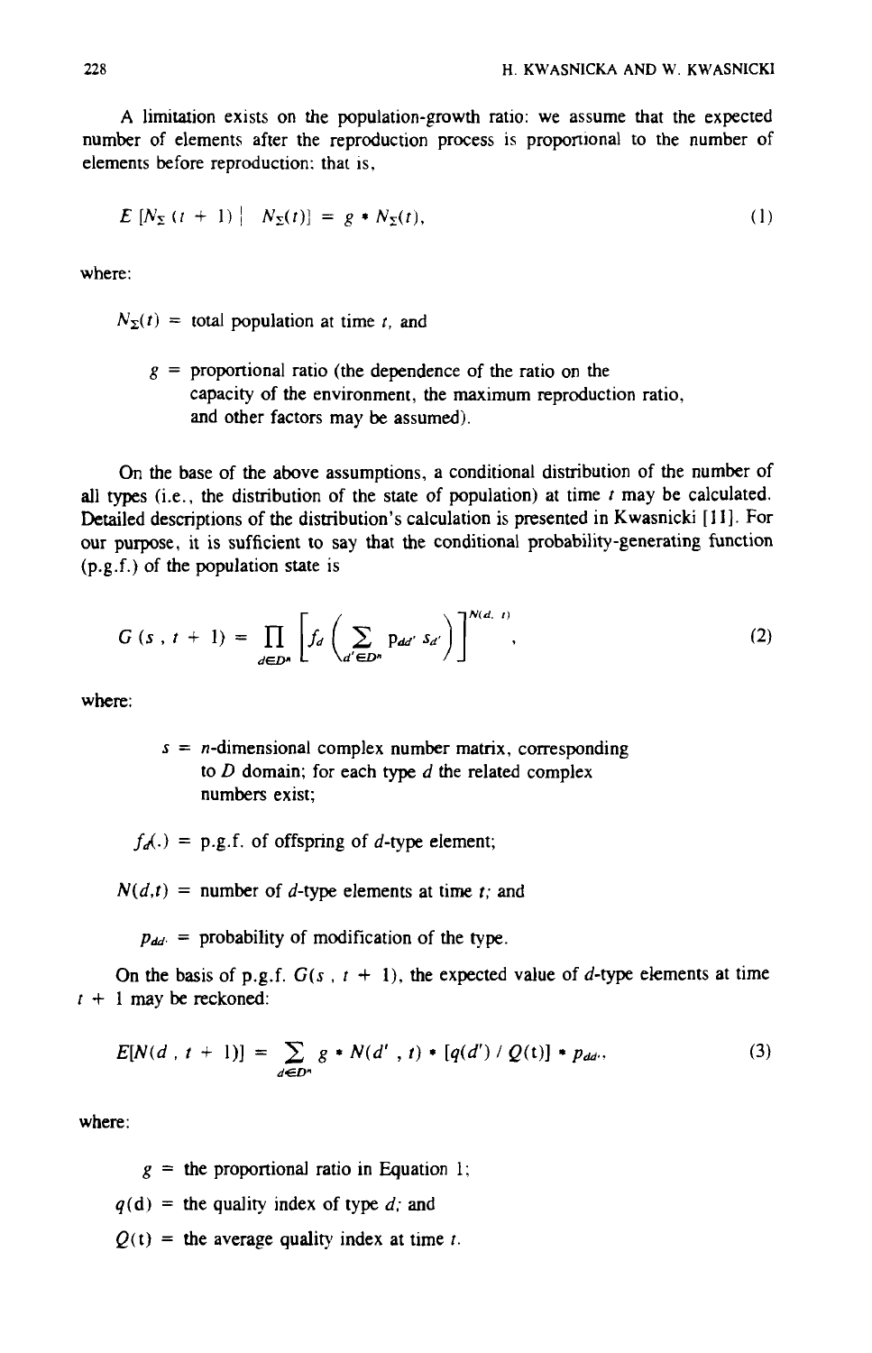A limitation exists on the population-growth ratio: we assume that the expected number of elements after the reproduction process is proportional to the number of elements before reproduction: that is,

$$E\,[N_{\Sigma}\,(t + 1) \mid N_{\Sigma}(t)] = g * N_{\Sigma}(t), \tag{1}$$

where:

$N_{\Sigma}(t)$ = total population at time $t$, and

$g$ = proportional ratio (the dependence of the ratio on the capacity of the environment, the maximum reproduction ratio, and other factors may be assumed).

On the base of the above assumptions, a conditional distribution of the number of all types (i.e., the distribution of the state of population) at time $t$ may be calculated. Detailed descriptions of the distribution's calculation is presented in Kwasnicki [11]. For our purpose, it is sufficient to say that the conditional probability-generating function (p.g.f.) of the population state is

$$G\,(s\,,\,t + 1) = \prod_{d \in D^n} \left[ f_d \left( \sum_{d' \in D^n} p_{dd'}\, s_{d'} \right) \right]^{N(d,\ t)}, \tag{2}$$

where:

$s$ = $n$-dimensional complex number matrix, corresponding to $D$ domain; for each type $d$ the related complex numbers exist;

$f_d(.)$ = p.g.f. of offspring of $d$-type element;

$N(d,t)$ = number of $d$-type elements at time $t$; and

$p_{dd'}$ = probability of modification of the type.

On the basis of p.g.f. $G(s\,,\,t + 1)$, the expected value of $d$-type elements at time $t + 1$ may be reckoned:

$$E[N(d\,,\,t + 1)] = \sum_{d \in D^n} g * N(d'\,,\,t) * [q(d') \,/\, Q(t)] * p_{dd'}, \tag{3}$$

where:

$g$ = the proportional ratio in Equation 1;

$q(d)$ = the quality index of type $d$; and

$Q(t)$ = the average quality index at time $t$.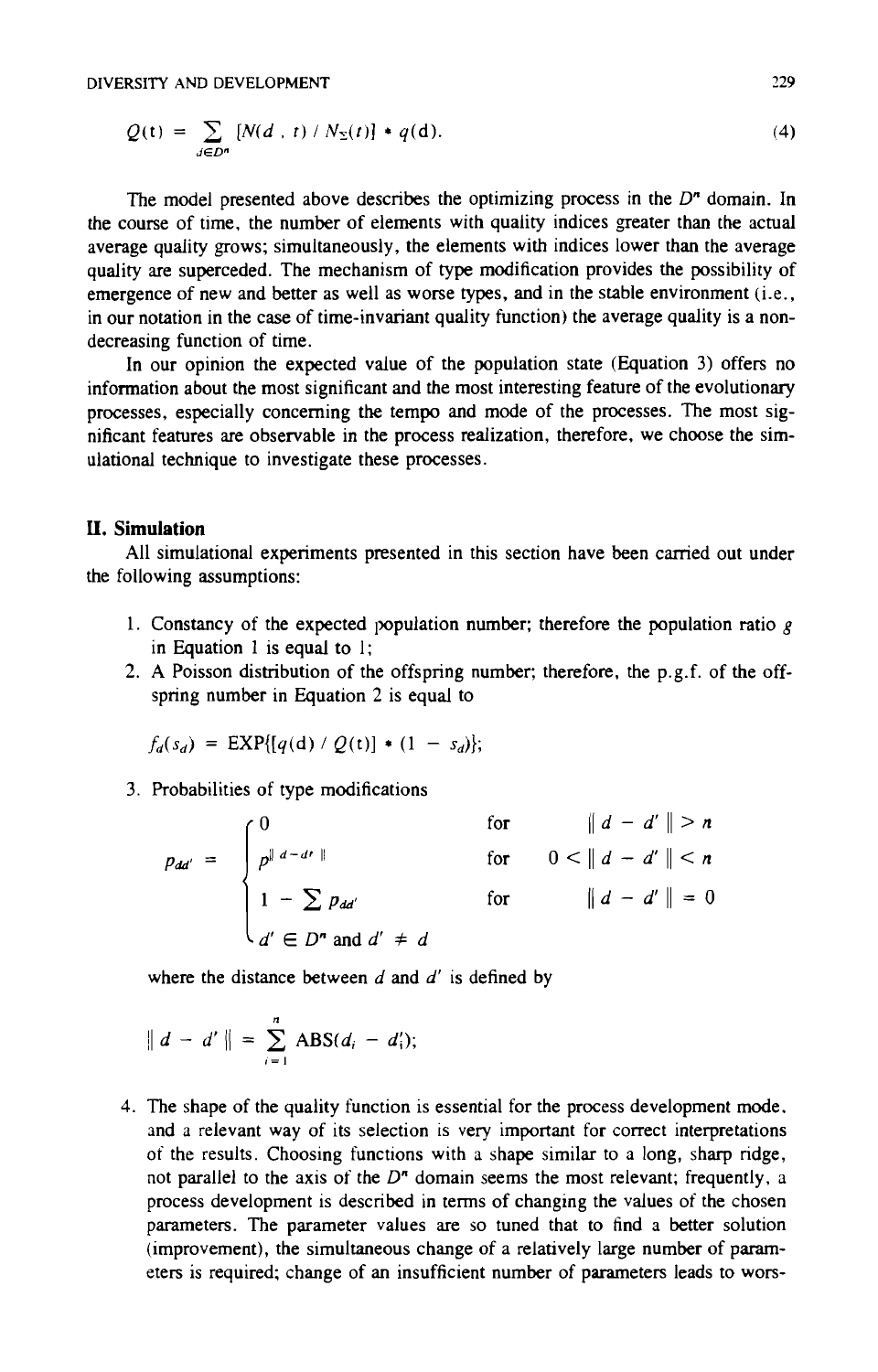$$Q(t) = \sum_{d \in D^n} [N(d\ ,\ t) \ /\ N_{\Sigma}(t)] * q(d). \tag{4}$$

The model presented above describes the optimizing process in the $D^n$ domain. In the course of time, the number of elements with quality indices greater than the actual average quality grows; simultaneously, the elements with indices lower than the average quality are superceded. The mechanism of type modification provides the possibility of emergence of new and better as well as worse types, and in the stable environment (i.e., in our notation in the case of time-invariant quality function) the average quality is a non-decreasing function of time.

In our opinion the expected value of the population state (Equation 3) offers no information about the most significant and the most interesting feature of the evolutionary processes, especially concerning the tempo and mode of the processes. The most significant features are observable in the process realization, therefore, we choose the simulational technique to investigate these processes.

## II. Simulation

All simulational experiments presented in this section have been carried out under the following assumptions:

1. Constancy of the expected population number; therefore the population ratio $g$ in Equation 1 is equal to 1;
2. A Poisson distribution of the offspring number; therefore, the p.g.f. of the offspring number in Equation 2 is equal to

   $$f_d(s_d) = \mathrm{EXP}\{[q(d) \ /\ Q(t)] * (1 - s_d)\};$$

3. Probabilities of type modifications

   $$p_{dd'} = \begin{cases} 0 & \text{for} \quad \| d - d' \| > n \\ p^{\| d - d' \|} & \text{for} \quad 0 < \| d - d' \| < n \\ 1 - \sum p_{dd'} & \text{for} \quad \| d - d' \| = 0 \\ d' \in D^n \text{ and } d' \neq d & \end{cases}$$

   where the distance between $d$ and $d'$ is defined by

   $$\| d - d' \| = \sum_{i=1}^{n} \mathrm{ABS}(d_i - d_i');$$

4. The shape of the quality function is essential for the process development mode, and a relevant way of its selection is very important for correct interpretations of the results. Choosing functions with a shape similar to a long, sharp ridge, not parallel to the axis of the $D^n$ domain seems the most relevant; frequently, a process development is described in terms of changing the values of the chosen parameters. The parameter values are so tuned that to find a better solution (improvement), the simultaneous change of a relatively large number of parameters is required; change of an insufficient number of parameters leads to wors-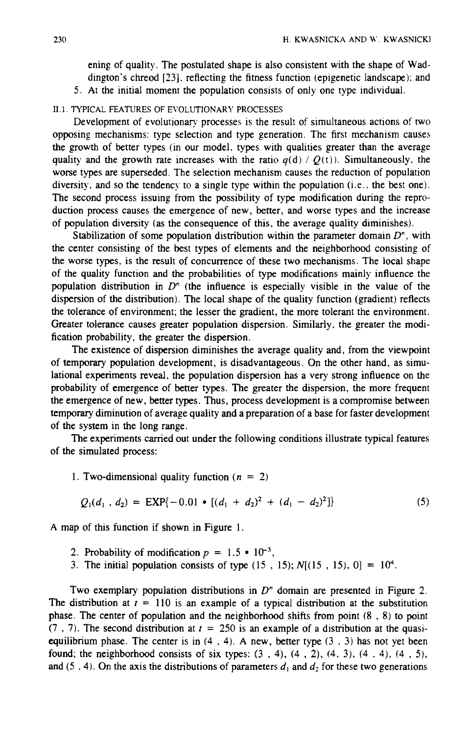ening of quality. The postulated shape is also consistent with the shape of Waddington's chreod [23], reflecting the fitness function (epigenetic landscape); and
5. At the initial moment the population consists of only one type individual.

### II.1. TYPICAL FEATURES OF EVOLUTIONARY PROCESSES

Development of evolutionary processes is the result of simultaneous actions of two opposing mechanisms: type selection and type generation. The first mechanism causes the growth of better types (in our model, types with qualities greater than the average quality and the growth rate increases with the ratio $q(d) / Q(t)$). Simultaneously, the worse types are superseded. The selection mechanism causes the reduction of population diversity, and so the tendency to a single type within the population (i.e., the best one). The second process issuing from the possibility of type modification during the reproduction process causes the emergence of new, better, and worse types and the increase of population diversity (as the consequence of this, the average quality diminishes).

Stabilization of some population distribution within the parameter domain $D^n$, with the center consisting of the best types of elements and the neighborhood consisting of the worse types, is the result of concurrence of these two mechanisms. The local shape of the quality function and the probabilities of type modifications mainly influence the population distribution in $D^n$ (the influence is especially visible in the value of the dispersion of the distribution). The local shape of the quality function (gradient) reflects the tolerance of environment; the lesser the gradient, the more tolerant the environment. Greater tolerance causes greater population dispersion. Similarly, the greater the modification probability, the greater the dispersion.

The existence of dispersion diminishes the average quality and, from the viewpoint of temporary population development, is disadvantageous. On the other hand, as simulational experiments reveal, the population dispersion has a very strong influence on the probability of emergence of better types. The greater the dispersion, the more frequent the emergence of new, better types. Thus, process development is a compromise between temporary diminution of average quality and a preparation of a base for faster development of the system in the long range.

The experiments carried out under the following conditions illustrate typical features of the simulated process:

1. Two-dimensional quality function ($n = 2$)

$$Q_1(d_1 , d_2) = \mathrm{EXP}\{-0.01 \cdot [(d_1 + d_2)^2 + (d_1 - d_2)^2]\} \tag{5}$$

A map of this function if shown in Figure 1.

2. Probability of modification $p = 1.5 \cdot 10^{-3}$,
3. The initial population consists of type (15 , 15); $N[(15 , 15), 0] = 10^4$.

Two exemplary population distributions in $D^n$ domain are presented in Figure 2. The distribution at $t = 110$ is an example of a typical distribution at the substitution phase. The center of population and the neighborhood shifts from point (8 , 8) to point (7 , 7). The second distribution at $t = 250$ is an example of a distribution at the quasi-equilibrium phase. The center is in (4 , 4). A new, better type (3 , 3) has not yet been found; the neighborhood consists of six types: (3 , 4), (4 , 2), (4, 3), (4 , 4), (4 , 5), and (5 , 4). On the axis the distributions of parameters $d_1$ and $d_2$ for these two generations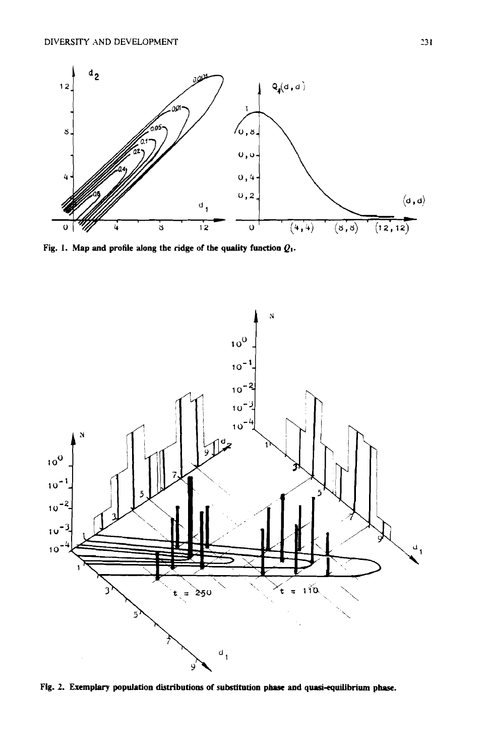$d_2$

12

8

4

0

4

8

12

$d_1$

0.001

0.01

0.05

0.1

0.2

0.4

0.8

$Q_1(d,d)$

1

0,8

0,6

0,4

0,2

0

(4,4)

(8,8)

(12,12)

(d,d)

Fig. 1. Map and profile along the ridge of the quality function $Q_1$.

N

$10^0$

$10^{-1}$

$10^{-2}$

$10^{-3}$

$10^{-4}$

$d_2$

$d_1$

1

3

5

7

9

t = 250

t = 110

Fig. 2. Exemplary population distributions of substitution phase and quasi-equilibrium phase.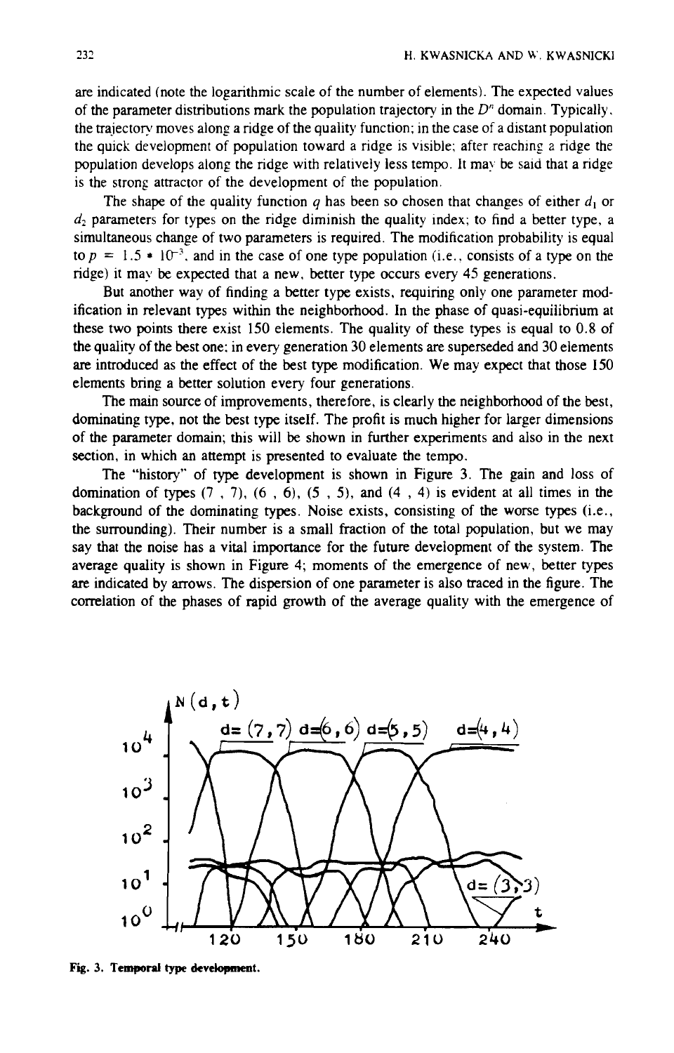are indicated (note the logarithmic scale of the number of elements). The expected values of the parameter distributions mark the population trajectory in the $D^n$ domain. Typically, the trajectory moves along a ridge of the quality function; in the case of a distant population the quick development of population toward a ridge is visible; after reaching a ridge the population develops along the ridge with relatively less tempo. It may be said that a ridge is the strong attractor of the development of the population.

The shape of the quality function $q$ has been so chosen that changes of either $d_1$ or $d_2$ parameters for types on the ridge diminish the quality index; to find a better type, a simultaneous change of two parameters is required. The modification probability is equal to $p = 1.5 * 10^{-3}$, and in the case of one type population (i.e., consists of a type on the ridge) it may be expected that a new, better type occurs every 45 generations.

But another way of finding a better type exists, requiring only one parameter modification in relevant types within the neighborhood. In the phase of quasi-equilibrium at these two points there exist 150 elements. The quality of these types is equal to 0.8 of the quality of the best one; in every generation 30 elements are superseded and 30 elements are introduced as the effect of the best type modification. We may expect that those 150 elements bring a better solution every four generations.

The main source of improvements, therefore, is clearly the neighborhood of the best, dominating type, not the best type itself. The profit is much higher for larger dimensions of the parameter domain; this will be shown in further experiments and also in the next section, in which an attempt is presented to evaluate the tempo.

The "history" of type development is shown in Figure 3. The gain and loss of domination of types (7 , 7), (6 , 6), (5 , 5), and (4 , 4) is evident at all times in the background of the dominating types. Noise exists, consisting of the worse types (i.e., the surrounding). Their number is a small fraction of the total population, but we may say that the noise has a vital importance for the future development of the system. The average quality is shown in Figure 4; moments of the emergence of new, better types are indicated by arrows. The dispersion of one parameter is also traced in the figure. The correlation of the phases of rapid growth of the average quality with the emergence of

N (d , t)
d= (7 , 7) d=(6 , 6) d=(5 , 5) d=(4 , 4)
10^4
10^3
10^2
10^1
10^0
d= (3 , 3)
t
120 150 180 210 240

Fig. 3. Temporal type development.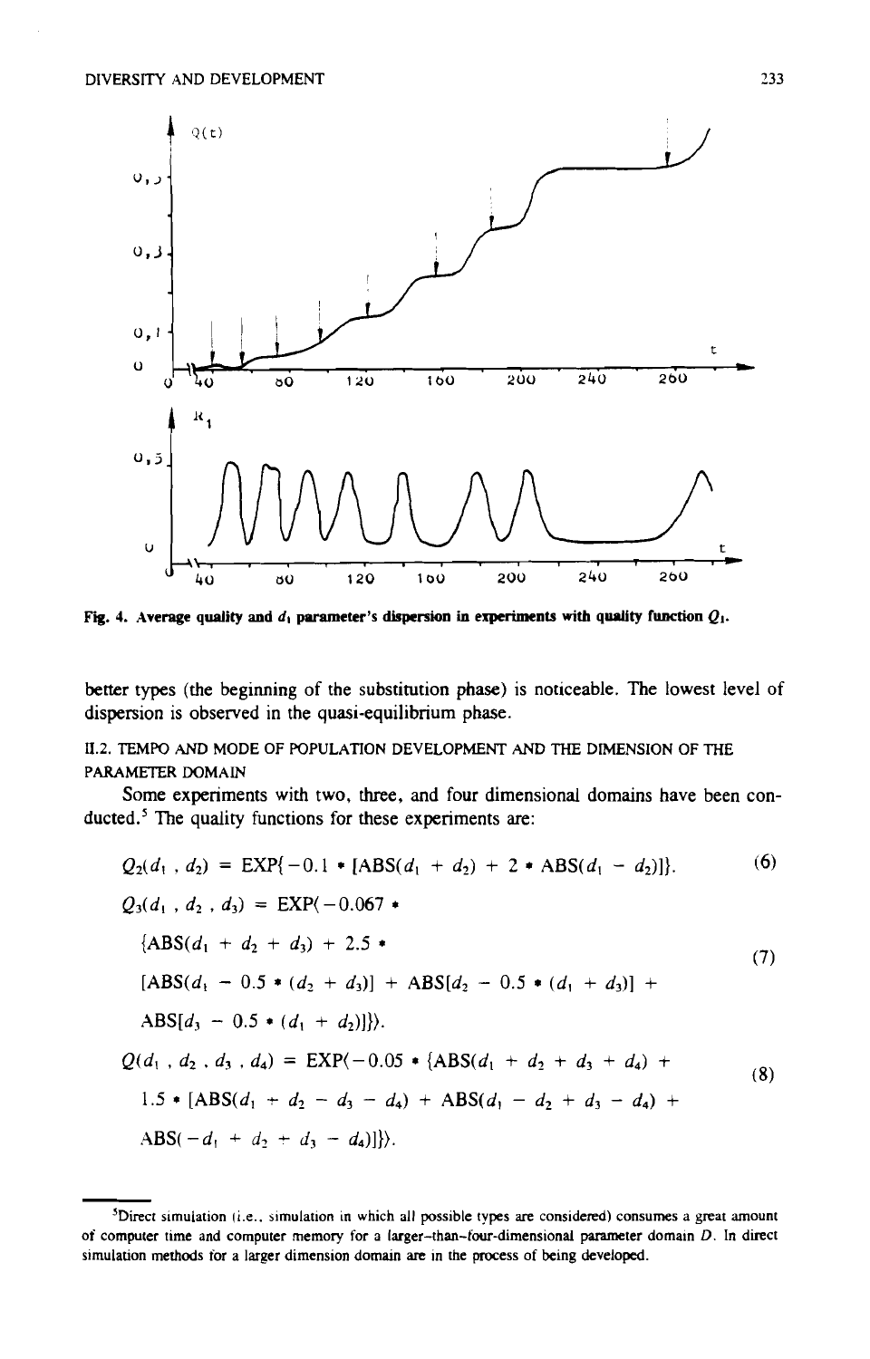Q(t)

0,5

0,3

0,1

0

0 40 80 120 160 200 240 280 t

$R_1$

0,5

0

0 40 80 120 160 200 240 280 t

**Fig. 4. Average quality and $d_1$ parameter's dispersion in experiments with quality function $Q_1$.**

better types (the beginning of the substitution phase) is noticeable. The lowest level of dispersion is observed in the quasi-equilibrium phase.

### II.2. TEMPO AND MODE OF POPULATION DEVELOPMENT AND THE DIMENSION OF THE PARAMETER DOMAIN

Some experiments with two, three, and four dimensional domains have been conducted.[5] The quality functions for these experiments are:

$$Q_2(d_1, d_2) = \mathrm{EXP}\{-0.1 * [\mathrm{ABS}(d_1 + d_2) + 2 * \mathrm{ABS}(d_1 - d_2)]\}. \tag{6}$$

$$\begin{aligned} Q_3(d_1, d_2, d_3) = \mathrm{EXP}(-0.067 * \\ \{\mathrm{ABS}(d_1 + d_2 + d_3) + 2.5 * \\ [\mathrm{ABS}(d_1 - 0.5 * (d_2 + d_3)] + \mathrm{ABS}[d_2 - 0.5 * (d_1 + d_3)] + \\ \mathrm{ABS}[d_3 - 0.5 * (d_1 + d_2)]\}). \end{aligned} \tag{7}$$

$$\begin{aligned} Q(d_1, d_2, d_3, d_4) = \mathrm{EXP}(-0.05 * \{\mathrm{ABS}(d_1 + d_2 + d_3 + d_4) + \\ 1.5 * [\mathrm{ABS}(d_1 + d_2 - d_3 - d_4) + \mathrm{ABS}(d_1 - d_2 + d_3 - d_4) + \\ \mathrm{ABS}(-d_1 + d_2 + d_3 - d_4)]\}). \end{aligned} \tag{8}$$

---

[5]Direct simulation (i.e., simulation in which all possible types are considered) consumes a great amount of computer time and computer memory for a larger-than-four-dimensional parameter domain $D$. In direct simulation methods for a larger dimension domain are in the process of being developed.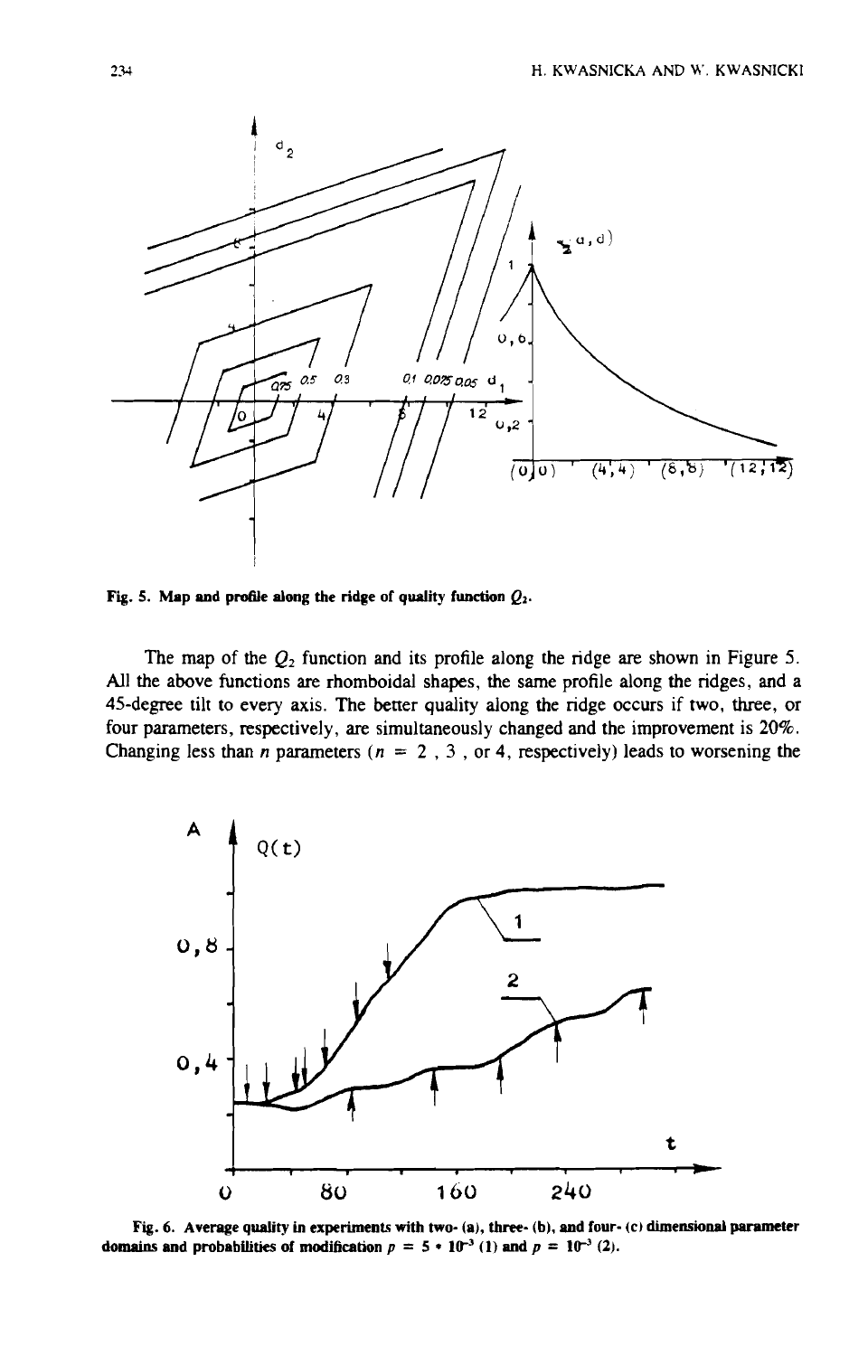$d_2$

8

4

0.75 0.5 0.3

0.1 0.075 0.05 $d_1$

0

4

8

12

$Q_2(d, d)$

1

0,6

0,2

(0,0) (4,4) (8,8) (12,12)

Fig. 5. Map and profile along the ridge of quality function $Q_2$.

The map of the $Q_2$ function and its profile along the ridge are shown in Figure 5. All the above functions are rhomboidal shapes, the same profile along the ridges, and a 45-degree tilt to every axis. The better quality along the ridge occurs if two, three, or four parameters, respectively, are simultaneously changed and the improvement is 20%. Changing less than $n$ parameters ($n = 2$, $3$, or $4$, respectively) leads to worsening the

A

Q(t)

0,8

0,4

1

2

t

0 80 160 240

Fig. 6. Average quality in experiments with two- (a), three- (b), and four- (c) dimensional parameter domains and probabilities of modification $p = 5 \cdot 10^{-3}$ (1) and $p = 10^{-3}$ (2).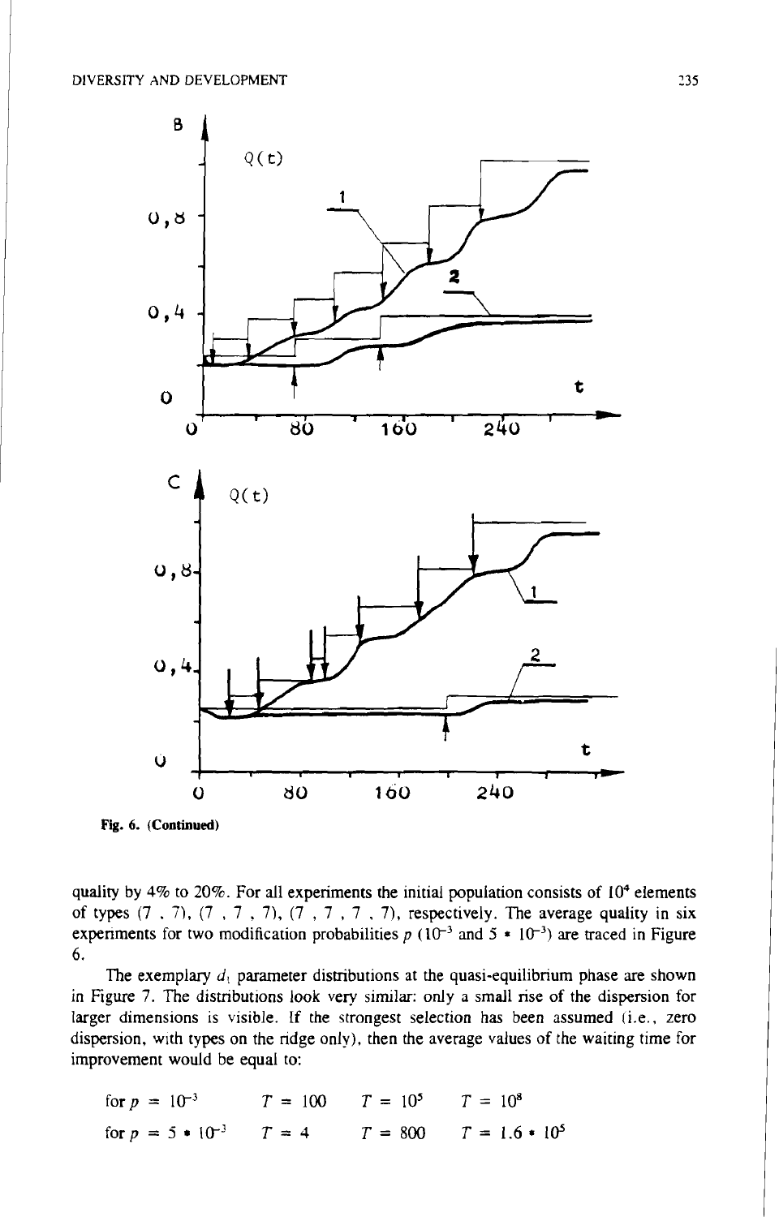B

Q(t)

0,8

0,4

0

1

2

t

0

80

160

240

C

Q(t)

0,8

0,4

0

1

2

t

0

80

160

240

**Fig. 6. (Continued)**

quality by 4% to 20%. For all experiments the initial population consists of $10^4$ elements of types (7 , 7), (7 , 7 , 7), (7 , 7 , 7 , 7), respectively. The average quality in six experiments for two modification probabilities $p$ ($10^{-3}$ and $5 * 10^{-3}$) are traced in Figure 6.

The exemplary $d_1$ parameter distributions at the quasi-equilibrium phase are shown in Figure 7. The distributions look very similar: only a small rise of the dispersion for larger dimensions is visible. If the strongest selection has been assumed (i.e., zero dispersion, with types on the ridge only), then the average values of the waiting time for improvement would be equal to:

| | | | |
|---|---|---|---|
| for $p = 10^{-3}$ | $T = 100$ | $T = 10^5$ | $T = 10^8$ |
| for $p = 5 * 10^{-3}$ | $T = 4$ | $T = 800$ | $T = 1.6 * 10^5$ |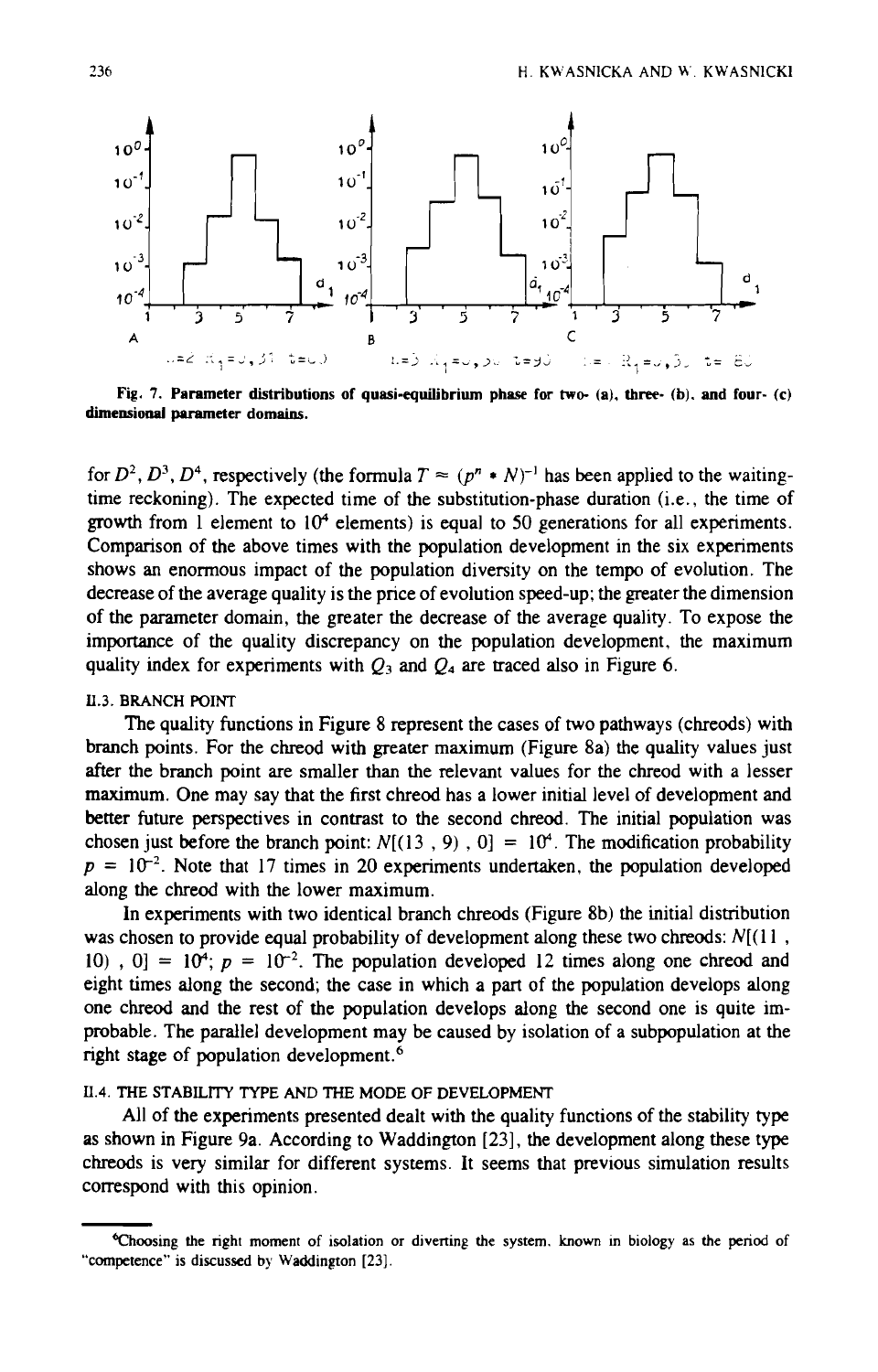$10^0$
$10^{-1}$
$10^{-2}$
$10^{-3}$
$10^{-4}$
1 3 5 7
A
B
C
d
1

Fig. 7. **Parameter distributions of quasi-equilibrium phase for two- (a), three- (b), and four- (c) dimensional parameter domains.**

for $D^2$, $D^3$, $D^4$, respectively (the formula $T \approx (p^n * N)^{-1}$ has been applied to the waiting-time reckoning). The expected time of the substitution-phase duration (i.e., the time of growth from 1 element to $10^4$ elements) is equal to 50 generations for all experiments. Comparison of the above times with the population development in the six experiments shows an enormous impact of the population diversity on the tempo of evolution. The decrease of the average quality is the price of evolution speed-up; the greater the dimension of the parameter domain, the greater the decrease of the average quality. To expose the importance of the quality discrepancy on the population development, the maximum quality index for experiments with $Q_3$ and $Q_4$ are traced also in Figure 6.

### II.3. BRANCH POINT

The quality functions in Figure 8 represent the cases of two pathways (chreods) with branch points. For the chreod with greater maximum (Figure 8a) the quality values just after the branch point are smaller than the relevant values for the chreod with a lesser maximum. One may say that the first chreod has a lower initial level of development and better future perspectives in contrast to the second chreod. The initial population was chosen just before the branch point: $N[(13\ ,\ 9)\ ,\ 0] = 10^4$. The modification probability $p = 10^{-2}$. Note that 17 times in 20 experiments undertaken, the population developed along the chreod with the lower maximum.

In experiments with two identical branch chreods (Figure 8b) the initial distribution was chosen to provide equal probability of development along these two chreods: $N[(11\ ,\ 10)\ ,\ 0] = 10^4$; $p = 10^{-2}$. The population developed 12 times along one chreod and eight times along the second; the case in which a part of the population develops along one chreod and the rest of the population develops along the second one is quite improbable. The parallel development may be caused by isolation of a subpopulation at the right stage of population development.[6]

### II.4. THE STABILITY TYPE AND THE MODE OF DEVELOPMENT

All of the experiments presented dealt with the quality functions of the stability type as shown in Figure 9a. According to Waddington [23], the development along these type chreods is very similar for different systems. It seems that previous simulation results correspond with this opinion.

---

[6]Choosing the right moment of isolation or diverting the system, known in biology as the period of "competence" is discussed by Waddington [23].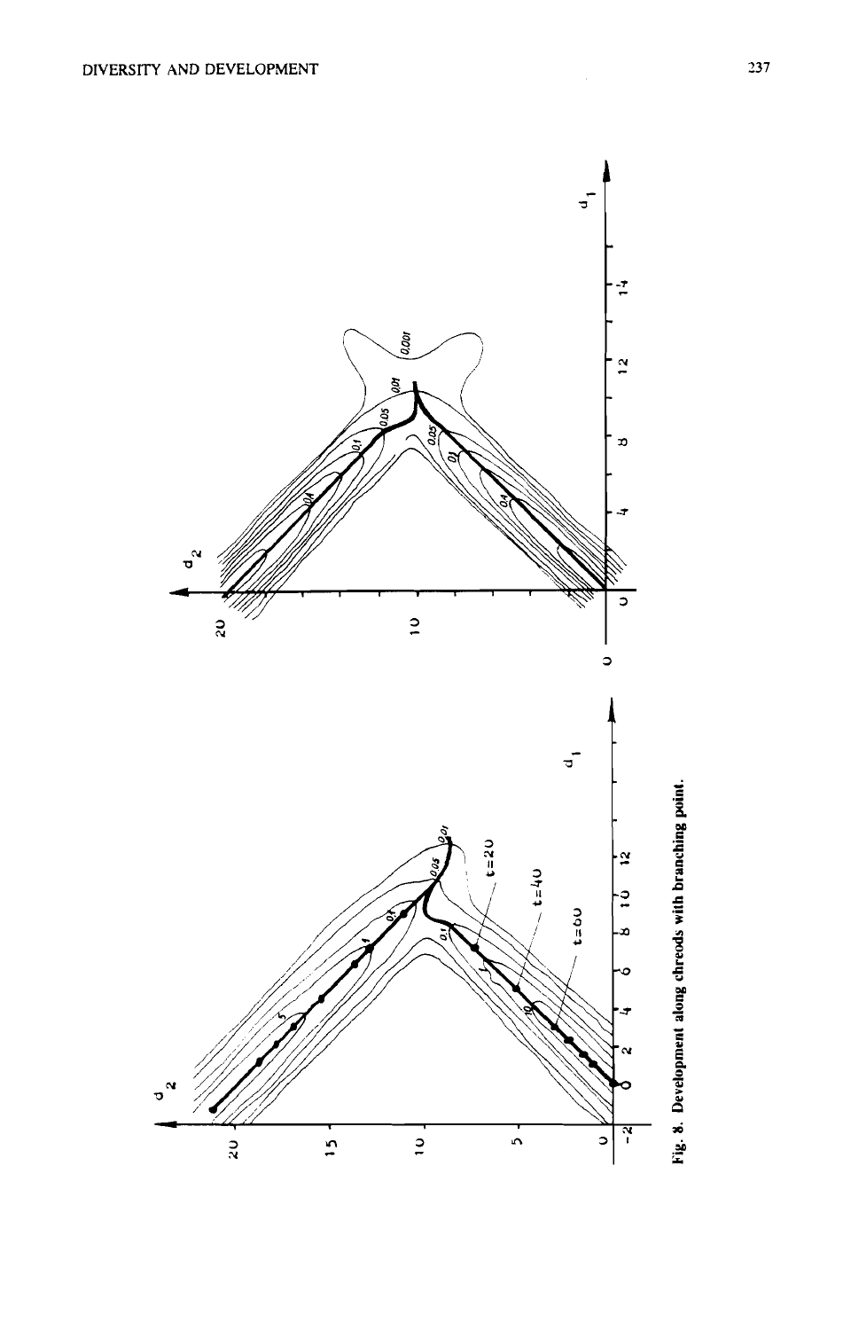Fig. 8. Development along chreods with branching point.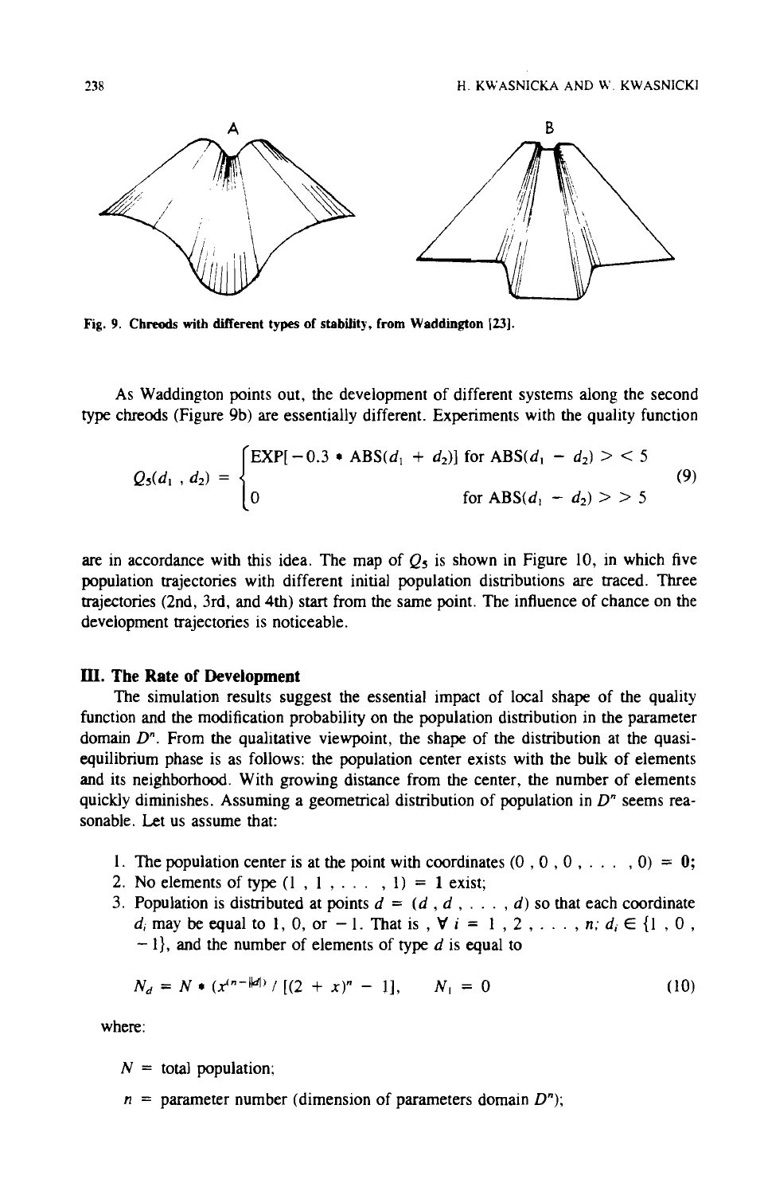A B

Fig. 9. Chreods with different types of stability, from Waddington [23].

As Waddington points out, the development of different systems along the second type chreods (Figure 9b) are essentially different. Experiments with the quality function

$$
Q_5(d_1, d_2) = \begin{cases} \text{EXP}[-0.3 * \text{ABS}(d_1 + d_2)] & \text{for ABS}(d_1 - d_2) >< 5 \\ 0 & \text{for ABS}(d_1 - d_2) >> 5 \end{cases} \tag{9}
$$

are in accordance with this idea. The map of $Q_5$ is shown in Figure 10, in which five population trajectories with different initial population distributions are traced. Three trajectories (2nd, 3rd, and 4th) start from the same point. The influence of chance on the development trajectories is noticeable.

## III. The Rate of Development

The simulation results suggest the essential impact of local shape of the quality function and the modification probability on the population distribution in the parameter domain $D^n$. From the qualitative viewpoint, the shape of the distribution at the quasi-equilibrium phase is as follows: the population center exists with the bulk of elements and its neighborhood. With growing distance from the center, the number of elements quickly diminishes. Assuming a geometrical distribution of population in $D^n$ seems reasonable. Let us assume that:

1. The population center is at the point with coordinates $(0, 0, 0, \ldots, 0) = \mathbf{0}$;
2. No elements of type $(1, 1, \ldots, 1) = \mathbf{1}$ exist;
3. Population is distributed at points $d = (d, d, \ldots, d)$ so that each coordinate $d_i$ may be equal to 1, 0, or $-1$. That is, $\forall\ i = 1, 2, \ldots, n;\ d_i \in \{1, 0, -1\}$, and the number of elements of type $d$ is equal to

$$
N_d = N * (x^{(n-\|d\|)} / [(2 + x)^n - 1], \qquad N_1 = 0 \tag{10}
$$

where:

$N$ = total population;

$n$ = parameter number (dimension of parameters domain $D^n$);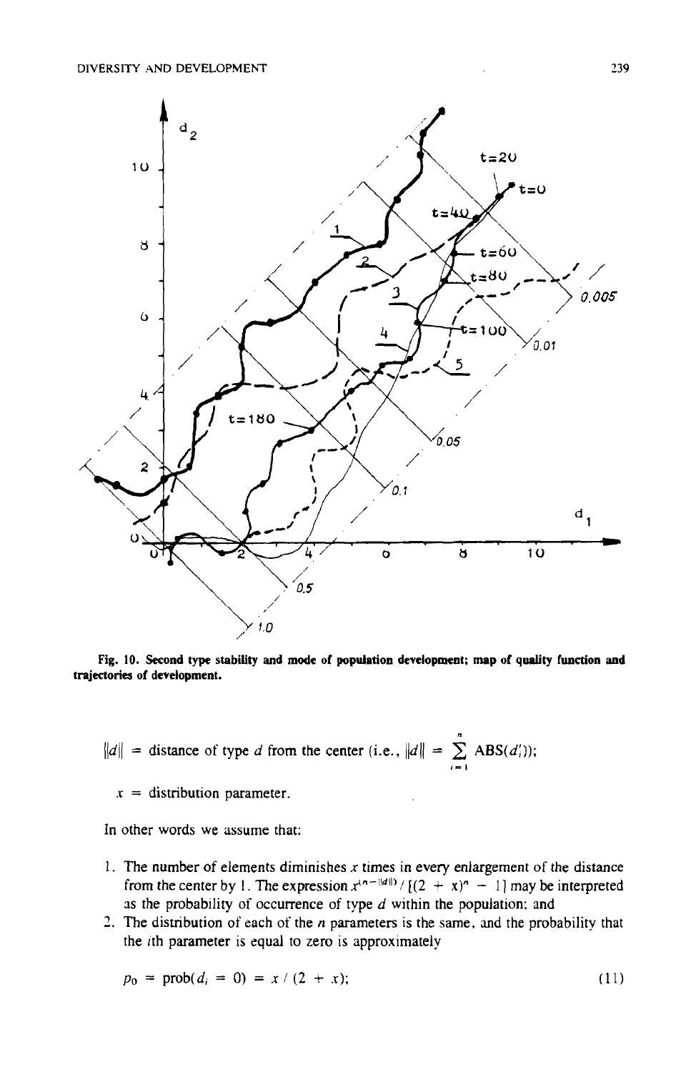d2

10

8

6

4

2

0

0

2

4

6

8

10

d1

t=20

t=0

t=40

t=60

t=80

t=100

t=180

1

2

3

4

5

0.005

0.01

0.05

0.1

0.5

1.0

**Fig. 10.** **Second type stability and mode of population development; map of quality function and trajectories of development.**

$\|d\|$ = distance of type $d$ from the center (i.e., $\|d\| = \sum_{i=1}^{n} \text{ABS}(d_i')$);

$x$ = distribution parameter.

In other words we assume that:

1. The number of elements diminishes $x$ times in every enlargement of the distance from the center by 1. The expression $x^{(n-\|d\|)} / [(2 + x)^n - 1]$ may be interpreted as the probability of occurrence of type $d$ within the population; and
2. The distribution of each of the $n$ parameters is the same, and the probability that the $i$th parameter is equal to zero is approximately

$$p_0 = \text{prob}(d_i = 0) = x / (2 + x); \tag{11}$$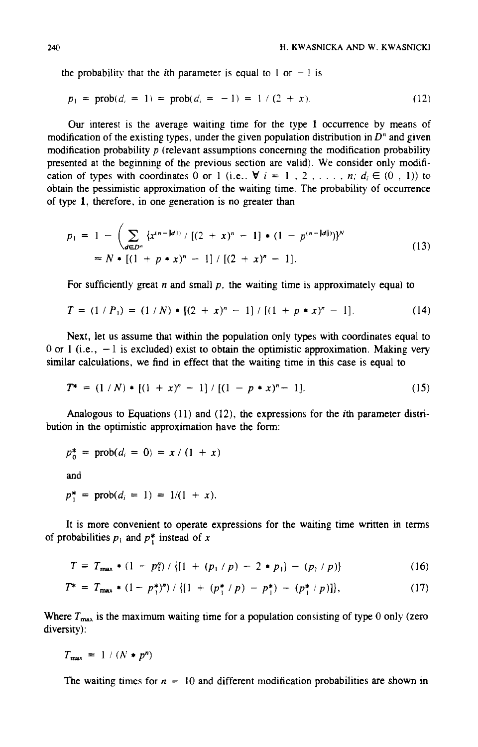the probability that the $i$th parameter is equal to 1 or $-1$ is

$$p_1 = \text{prob}(d_i = 1) = \text{prob}(d_i = -1) = 1 / (2 + x). \tag{12}$$

Our interest is the average waiting time for the type **1** occurrence by means of modification of the existing types, under the given population distribution in $D^n$ and given modification probability $p$ (relevant assumptions concerning the modification probability presented at the beginning of the previous section are valid). We consider only modification of types with coordinates 0 or 1 (i.e., $\forall\ i = 1, 2, \ldots, n;\ d_i \in (0, 1)$) to obtain the pessimistic approximation of the waiting time. The probability of occurrence of type **1**, therefore, in one generation is no greater than

$$\begin{aligned} p_1 &= 1 - \left( \sum_{d \in D^n} \{x^{(n - \|d\|)} / [(2 + x)^n - 1] * (1 - p^{(n - \|d\|)})\}^N \right. \\ &\approx N * [(1 + p * x)^n - 1] / [(2 + x)^n - 1]. \end{aligned} \tag{13}$$

For sufficiently great $n$ and small $p$, the waiting time is approximately equal to

$$T = (1 / P_1) = (1 / N) * [(2 + x)^n - 1] / [(1 + p * x)^n - 1]. \tag{14}$$

Next, let us assume that within the population only types with coordinates equal to 0 or 1 (i.e., $-1$ is excluded) exist to obtain the optimistic approximation. Making very similar calculations, we find in effect that the waiting time in this case is equal to

$$T^* = (1 / N) * [(1 + x)^n - 1] / [(1 - p * x)^n - 1]. \tag{15}$$

Analogous to Equations (11) and (12), the expressions for the $i$th parameter distribution in the optimistic approximation have the form:

$$p_0^* = \text{prob}(d_i = 0) = x / (1 + x)$$

and

$$p_1^* = \text{prob}(d_i = 1) = 1/(1 + x).$$

It is more convenient to operate expressions for the waiting time written in terms of probabilities $p_1$ and $p_1^*$ instead of $x$

$$T = T_{\max} * (1 - p_1^n) / \{[1 + (p_1 / p) - 2 * p_1] - (p_1 / p)\} \tag{16}$$

$$T^* = T_{\max} * (1 - p_1^{*n}) / \{[1 + (p_1^* / p) - p_1^*) - (p_1^* / p)]\}, \tag{17}$$

Where $T_{\max}$ is the maximum waiting time for a population consisting of type 0 only (zero diversity):

$$T_{\max} = 1 / (N * p^n)$$

The waiting times for $n = 10$ and different modification probabilities are shown in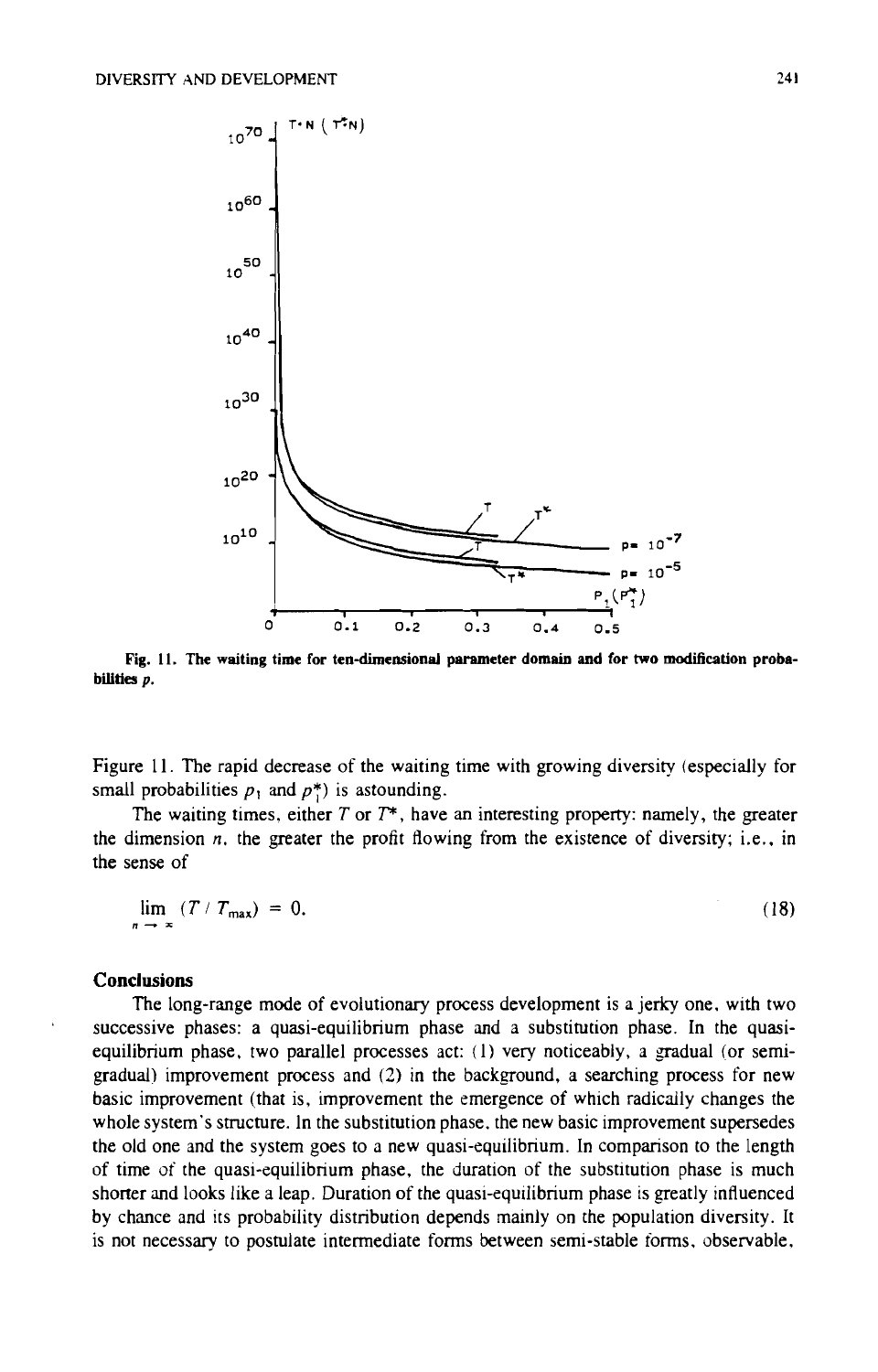$10^{70}$ T·N ($T^*$·N)

$10^{60}$

$10^{50}$

$10^{40}$

$10^{30}$

$10^{20}$

$10^{10}$

T

$T^*$

T

$T^*$

p= $10^{-7}$

p= $10^{-5}$

$P_1(P_1^*)$

0 0.1 0.2 0.3 0.4 0.5

**Fig. 11. The waiting time for ten-dimensional parameter domain and for two modification probabilities $p$.**

Figure 11. The rapid decrease of the waiting time with growing diversity (especially for small probabilities $p_1$ and $p_1^*$) is astounding.

The waiting times, either $T$ or $T^*$, have an interesting property: namely, the greater the dimension $n$, the greater the profit flowing from the existence of diversity; i.e., in the sense of

$$\lim_{n \to \infty} (T / T_{max}) = 0. \tag{18}$$

### Conclusions

The long-range mode of evolutionary process development is a jerky one, with two successive phases: a quasi-equilibrium phase and a substitution phase. In the quasi-equilibrium phase, two parallel processes act: (1) very noticeably, a gradual (or semi-gradual) improvement process and (2) in the background, a searching process for new basic improvement (that is, improvement the emergence of which radically changes the whole system's structure. In the substitution phase, the new basic improvement supersedes the old one and the system goes to a new quasi-equilibrium. In comparison to the length of time of the quasi-equilibrium phase, the duration of the substitution phase is much shorter and looks like a leap. Duration of the quasi-equilibrium phase is greatly influenced by chance and its probability distribution depends mainly on the population diversity. It is not necessary to postulate intermediate forms between semi-stable forms, observable,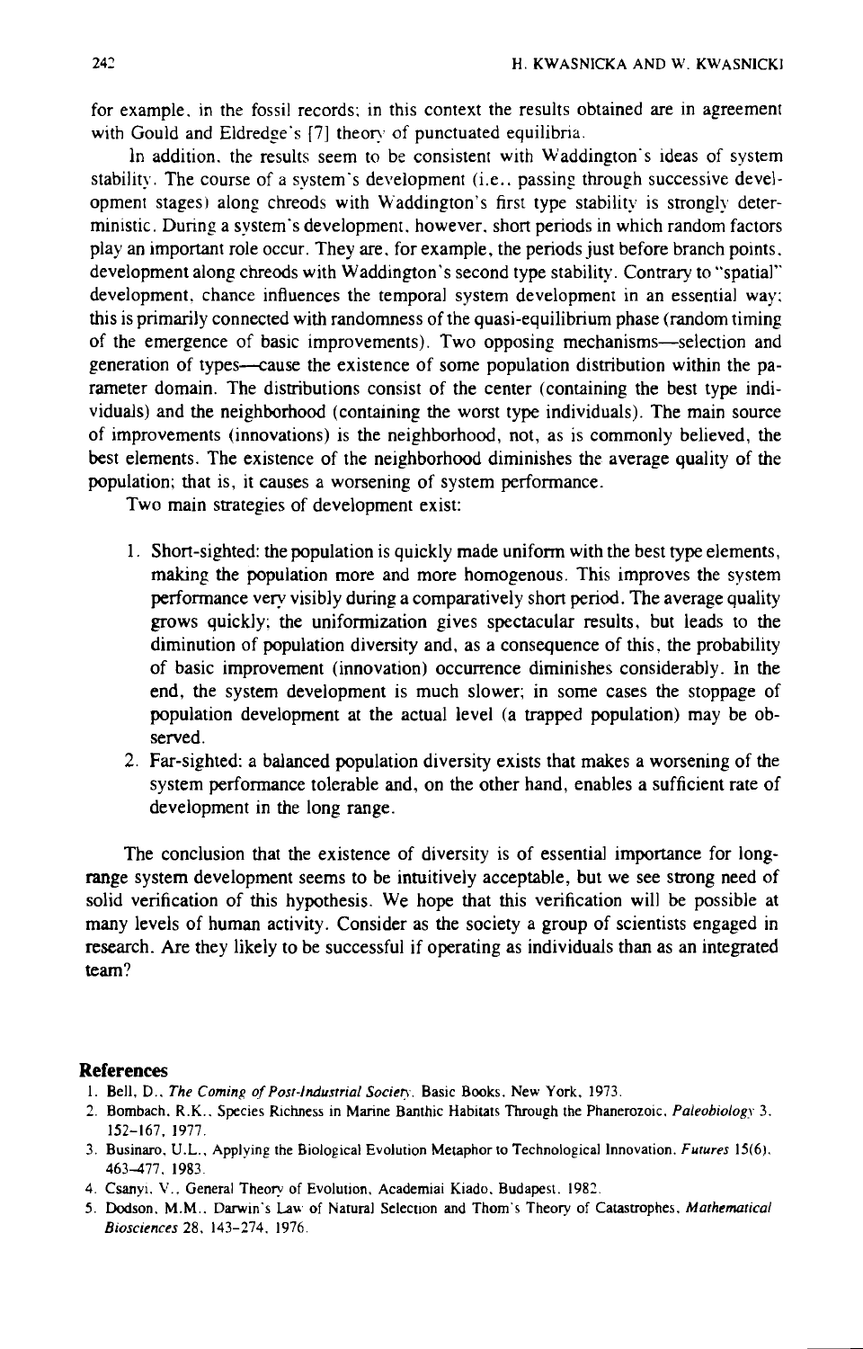for example, in the fossil records; in this context the results obtained are in agreement with Gould and Eldredge's [7] theory of punctuated equilibria.

In addition, the results seem to be consistent with Waddington's ideas of system stability. The course of a system's development (i.e., passing through successive development stages) along chreods with Waddington's first type stability is strongly deterministic. During a system's development, however, short periods in which random factors play an important role occur. They are, for example, the periods just before branch points, development along chreods with Waddington's second type stability. Contrary to "spatial" development, chance influences the temporal system development in an essential way; this is primarily connected with randomness of the quasi-equilibrium phase (random timing of the emergence of basic improvements). Two opposing mechanisms—selection and generation of types—cause the existence of some population distribution within the parameter domain. The distributions consist of the center (containing the best type individuals) and the neighborhood (containing the worst type individuals). The main source of improvements (innovations) is the neighborhood, not, as is commonly believed, the best elements. The existence of the neighborhood diminishes the average quality of the population; that is, it causes a worsening of system performance.

Two main strategies of development exist:

1. Short-sighted: the population is quickly made uniform with the best type elements, making the population more and more homogenous. This improves the system performance very visibly during a comparatively short period. The average quality grows quickly; the uniformization gives spectacular results, but leads to the diminution of population diversity and, as a consequence of this, the probability of basic improvement (innovation) occurrence diminishes considerably. In the end, the system development is much slower; in some cases the stoppage of population development at the actual level (a trapped population) may be observed.
2. Far-sighted: a balanced population diversity exists that makes a worsening of the system performance tolerable and, on the other hand, enables a sufficient rate of development in the long range.

The conclusion that the existence of diversity is of essential importance for long-range system development seems to be intuitively acceptable, but we see strong need of solid verification of this hypothesis. We hope that this verification will be possible at many levels of human activity. Consider as the society a group of scientists engaged in research. Are they likely to be successful if operating as individuals than as an integrated team?

## References

1. Bell, D., *The Coming of Post-Industrial Society*. Basic Books, New York, 1973.
2. Bombach, R.K., Species Richness in Marine Banthic Habitats Through the Phanerozoic, *Paleobiology* 3, 152–167, 1977.
3. Businaro, U.L., Applying the Biological Evolution Metaphor to Technological Innovation, *Futures* 15(6), 463–477, 1983.
4. Csanyi, V., General Theory of Evolution, Academiai Kiado, Budapest, 1982.
5. Dodson, M.M., Darwin's Law of Natural Selection and Thom's Theory of Catastrophes, *Mathematical Biosciences* 28, 143–274, 1976.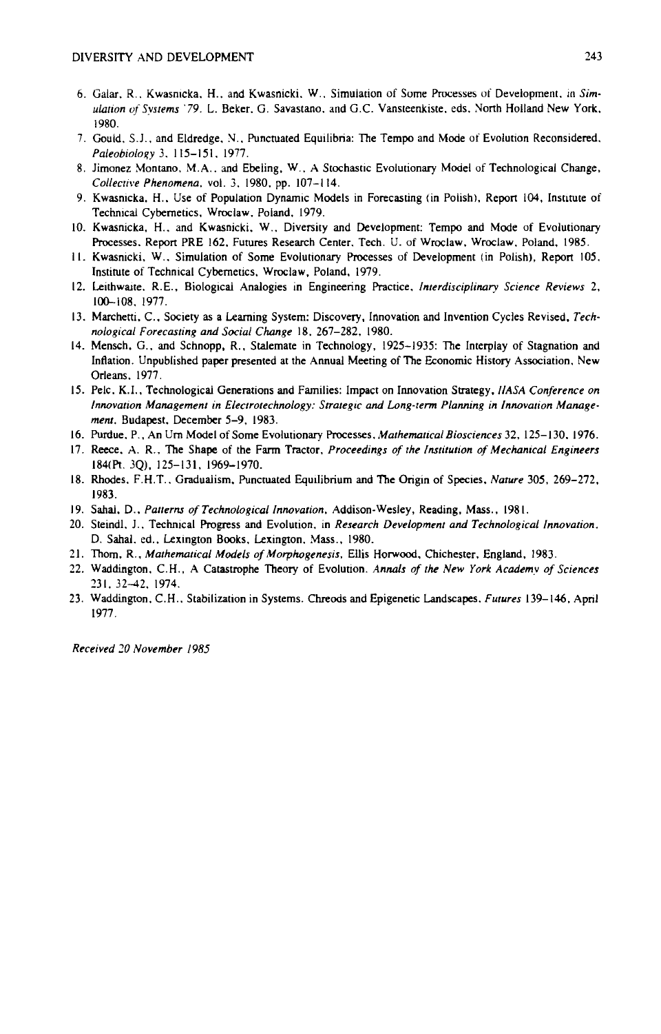6. Galar, R., Kwasnicka, H., and Kwasnicki, W., Simulation of Some Processes of Development, in *Simulation of Systems '79*. L. Beker, G. Savastano, and G.C. Vansteenkiste, eds, North Holland New York, 1980.
7. Gould, S.J., and Eldredge, N., Punctuated Equilibria: The Tempo and Mode of Evolution Reconsidered, *Paleobiology* 3, 115–151, 1977.
8. Jimonez Montano, M.A., and Ebeling, W., A Stochastic Evolutionary Model of Technological Change, *Collective Phenomena*, vol. 3, 1980, pp. 107–114.
9. Kwasnicka, H., Use of Population Dynamic Models in Forecasting (in Polish), Report 104, Institute of Technical Cybernetics, Wroclaw, Poland, 1979.
10. Kwasnicka, H., and Kwasnicki, W., Diversity and Development: Tempo and Mode of Evolutionary Processes, Report PRE 162, Futures Research Center, Tech. U. of Wroclaw, Wroclaw, Poland, 1985.
11. Kwasnicki, W., Simulation of Some Evolutionary Processes of Development (in Polish), Report 105, Institute of Technical Cybernetics, Wroclaw, Poland, 1979.
12. Leithwaite, R.E., Biological Analogies in Engineering Practice, *Interdisciplinary Science Reviews* 2, 100–108, 1977.
13. Marchetti, C., Society as a Learning System: Discovery, Innovation and Invention Cycles Revised, *Technological Forecasting and Social Change* 18, 267–282, 1980.
14. Mensch, G., and Schnopp, R., Stalemate in Technology, 1925–1935: The Interplay of Stagnation and Inflation. Unpublished paper presented at the Annual Meeting of The Economic History Association, New Orleans, 1977.
15. Pelc, K.I., Technological Generations and Families: Impact on Innovation Strategy, *IIASA Conference on Innovation Management in Electrotechnology: Strategic and Long-term Planning in Innovation Management*. Budapest, December 5–9, 1983.
16. Purdue, P., An Urn Model of Some Evolutionary Processes, *Mathematical Biosciences* 32, 125–130, 1976.
17. Reece, A. R., The Shape of the Farm Tractor, *Proceedings of the Institution of Mechanical Engineers* 184(Pt. 3Q), 125–131, 1969–1970.
18. Rhodes, F.H.T., Gradualism, Punctuated Equilibrium and The Origin of Species, *Nature* 305, 269–272, 1983.
19. Sahal, D., *Patterns of Technological Innovation*, Addison-Wesley, Reading, Mass., 1981.
20. Steindl, J., Technical Progress and Evolution, in *Research Development and Technological Innovation*. D. Sahal, ed., Lexington Books, Lexington, Mass., 1980.
21. Thom, R., *Mathematical Models of Morphogenesis*, Ellis Horwood, Chichester, England, 1983.
22. Waddington, C.H., A Catastrophe Theory of Evolution. *Annals of the New York Academy of Sciences* 231, 32–42, 1974.
23. Waddington, C.H., Stabilization in Systems. Chreods and Epigenetic Landscapes, *Futures* 139–146, April 1977.

*Received 20 November 1985*